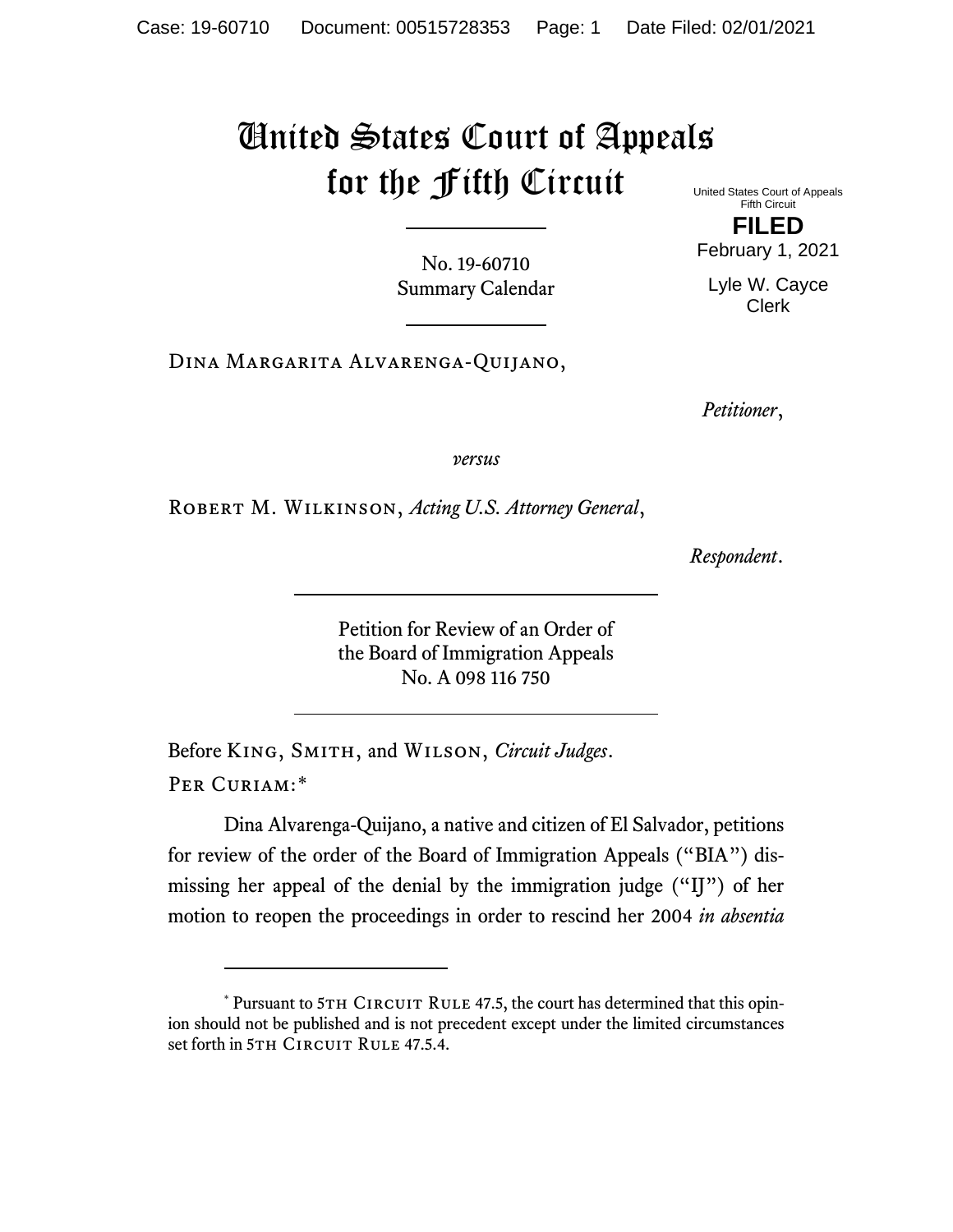# United States Court of Appeals for the Fifth Circuit

United States Court of Appeals
Fifth Circuit

**FILED**

February 1, 2021

Lyle W. Cayce
Clerk

No. 19-60710
Summary Calendar

---

Dina Margarita Alvarenga-Quijano,

*Petitioner*,

*versus*

Robert M. Wilkinson, *Acting U.S. Attorney General*,

*Respondent*.

---

Petition for Review of an Order of
the Board of Immigration Appeals
No. A 098 116 750

---

Before King, Smith, and Wilson, *Circuit Judges*.

Per Curiam:*

Dina Alvarenga-Quijano, a native and citizen of El Salvador, petitions for review of the order of the Board of Immigration Appeals ("BIA") dismissing her appeal of the denial by the immigration judge ("IJ") of her motion to reopen the proceedings in order to rescind her 2004 *in absentia*

---

* Pursuant to 5th Circuit Rule 47.5, the court has determined that this opinion should not be published and is not precedent except under the limited circumstances set forth in 5th Circuit Rule 47.5.4.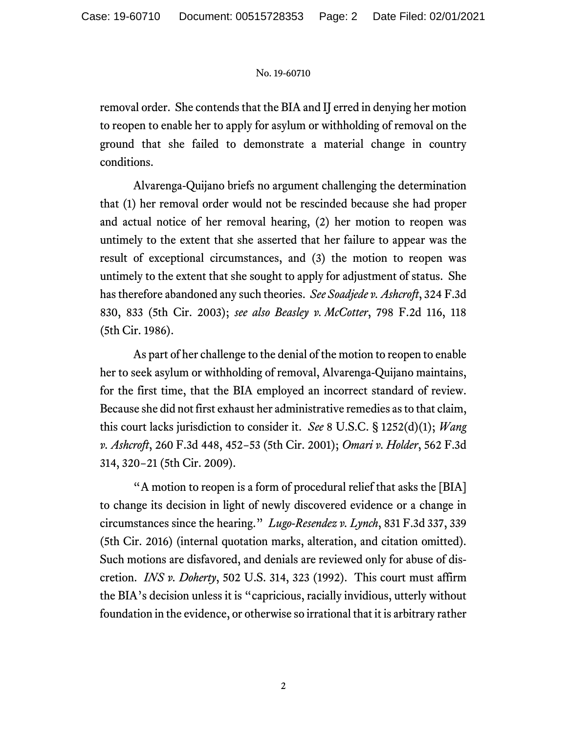removal order. She contends that the BIA and IJ erred in denying her motion to reopen to enable her to apply for asylum or withholding of removal on the ground that she failed to demonstrate a material change in country conditions.

Alvarenga-Quijano briefs no argument challenging the determination that (1) her removal order would not be rescinded because she had proper and actual notice of her removal hearing, (2) her motion to reopen was untimely to the extent that she asserted that her failure to appear was the result of exceptional circumstances, and (3) the motion to reopen was untimely to the extent that she sought to apply for adjustment of status. She has therefore abandoned any such theories. *See Soadjede v. Ashcroft*, 324 F.3d 830, 833 (5th Cir. 2003); *see also Beasley v. McCotter*, 798 F.2d 116, 118 (5th Cir. 1986).

As part of her challenge to the denial of the motion to reopen to enable her to seek asylum or withholding of removal, Alvarenga-Quijano maintains, for the first time, that the BIA employed an incorrect standard of review. Because she did not first exhaust her administrative remedies as to that claim, this court lacks jurisdiction to consider it. *See* 8 U.S.C. § 1252(d)(1); *Wang v. Ashcroft*, 260 F.3d 448, 452–53 (5th Cir. 2001); *Omari v. Holder*, 562 F.3d 314, 320–21 (5th Cir. 2009).

"A motion to reopen is a form of procedural relief that asks the [BIA] to change its decision in light of newly discovered evidence or a change in circumstances since the hearing." *Lugo-Resendez v. Lynch*, 831 F.3d 337, 339 (5th Cir. 2016) (internal quotation marks, alteration, and citation omitted). Such motions are disfavored, and denials are reviewed only for abuse of discretion. *INS v. Doherty*, 502 U.S. 314, 323 (1992). This court must affirm the BIA's decision unless it is "capricious, racially invidious, utterly without foundation in the evidence, or otherwise so irrational that it is arbitrary rather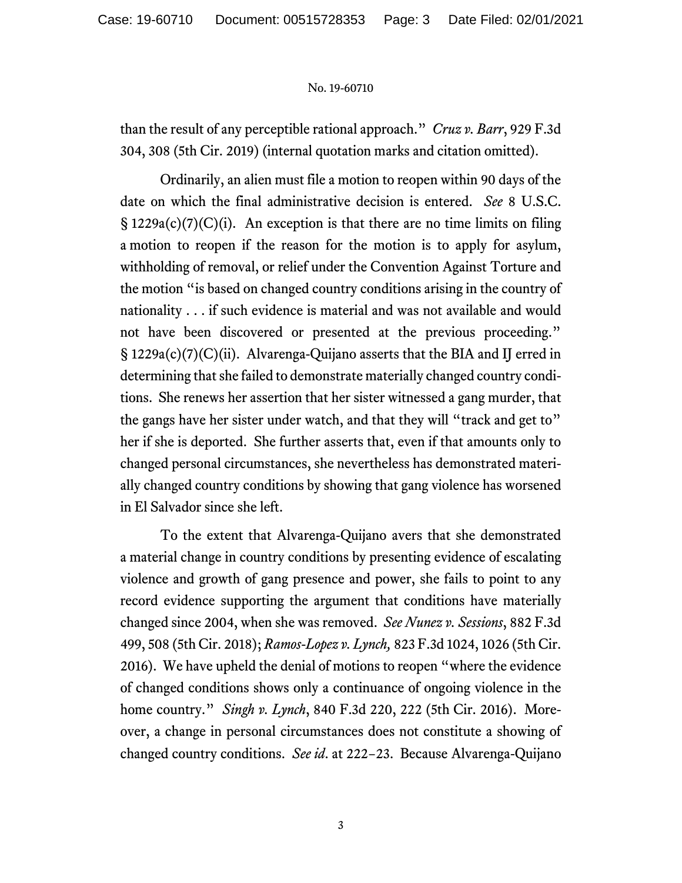than the result of any perceptible rational approach." *Cruz v. Barr*, 929 F.3d 304, 308 (5th Cir. 2019) (internal quotation marks and citation omitted).

Ordinarily, an alien must file a motion to reopen within 90 days of the date on which the final administrative decision is entered. *See* 8 U.S.C. § 1229a(c)(7)(C)(i). An exception is that there are no time limits on filing a motion to reopen if the reason for the motion is to apply for asylum, withholding of removal, or relief under the Convention Against Torture and the motion "is based on changed country conditions arising in the country of nationality . . . if such evidence is material and was not available and would not have been discovered or presented at the previous proceeding." § 1229a(c)(7)(C)(ii). Alvarenga-Quijano asserts that the BIA and IJ erred in determining that she failed to demonstrate materially changed country conditions. She renews her assertion that her sister witnessed a gang murder, that the gangs have her sister under watch, and that they will "track and get to" her if she is deported. She further asserts that, even if that amounts only to changed personal circumstances, she nevertheless has demonstrated materially changed country conditions by showing that gang violence has worsened in El Salvador since she left.

To the extent that Alvarenga-Quijano avers that she demonstrated a material change in country conditions by presenting evidence of escalating violence and growth of gang presence and power, she fails to point to any record evidence supporting the argument that conditions have materially changed since 2004, when she was removed. *See Nunez v. Sessions*, 882 F.3d 499, 508 (5th Cir. 2018); *Ramos-Lopez v. Lynch,* 823 F.3d 1024, 1026 (5th Cir. 2016). We have upheld the denial of motions to reopen "where the evidence of changed conditions shows only a continuance of ongoing violence in the home country." *Singh v. Lynch*, 840 F.3d 220, 222 (5th Cir. 2016). Moreover, a change in personal circumstances does not constitute a showing of changed country conditions. *See id*. at 222–23. Because Alvarenga-Quijano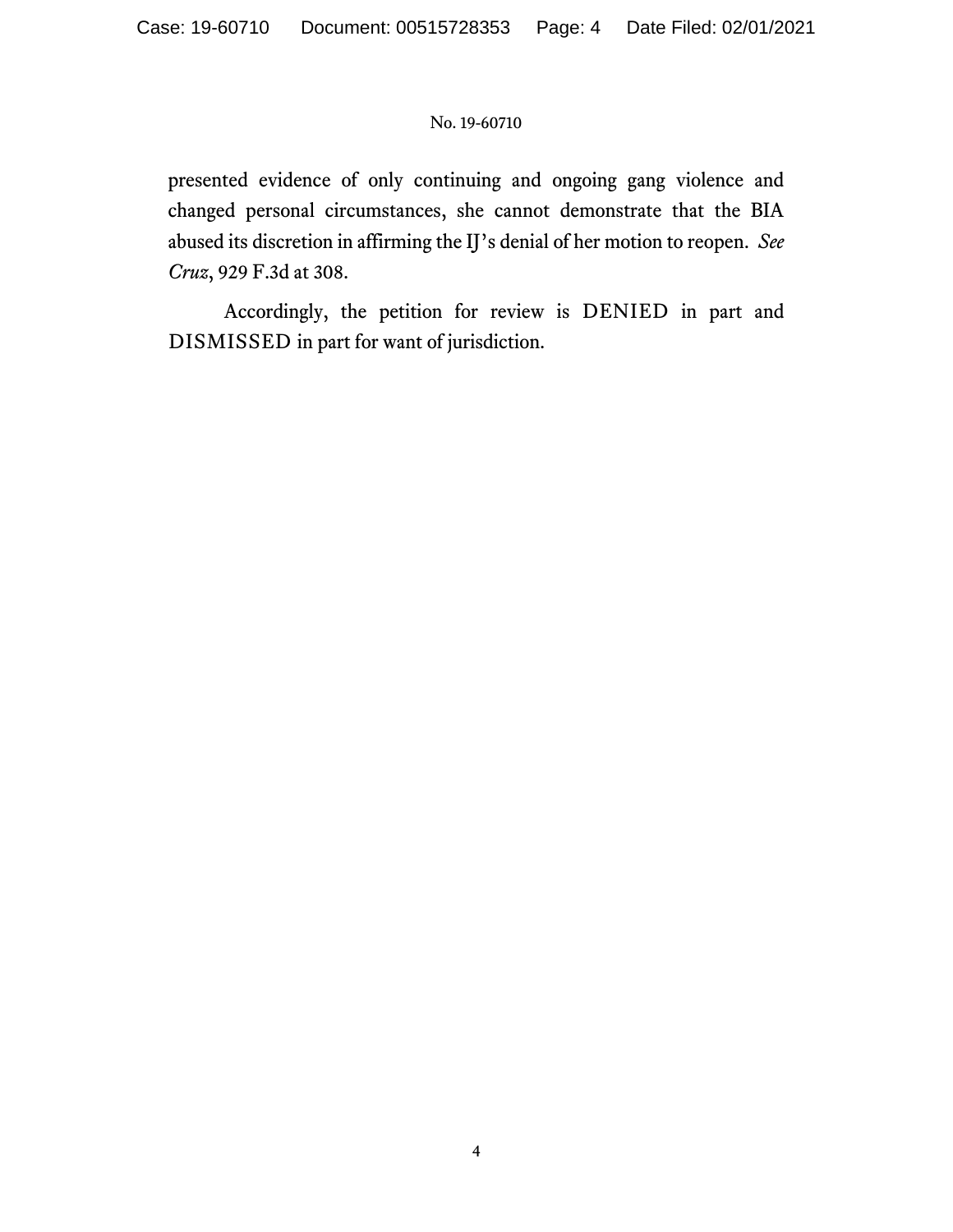presented evidence of only continuing and ongoing gang violence and changed personal circumstances, she cannot demonstrate that the BIA abused its discretion in affirming the IJ's denial of her motion to reopen. *See Cruz*, 929 F.3d at 308.

Accordingly, the petition for review is DENIED in part and DISMISSED in part for want of jurisdiction.